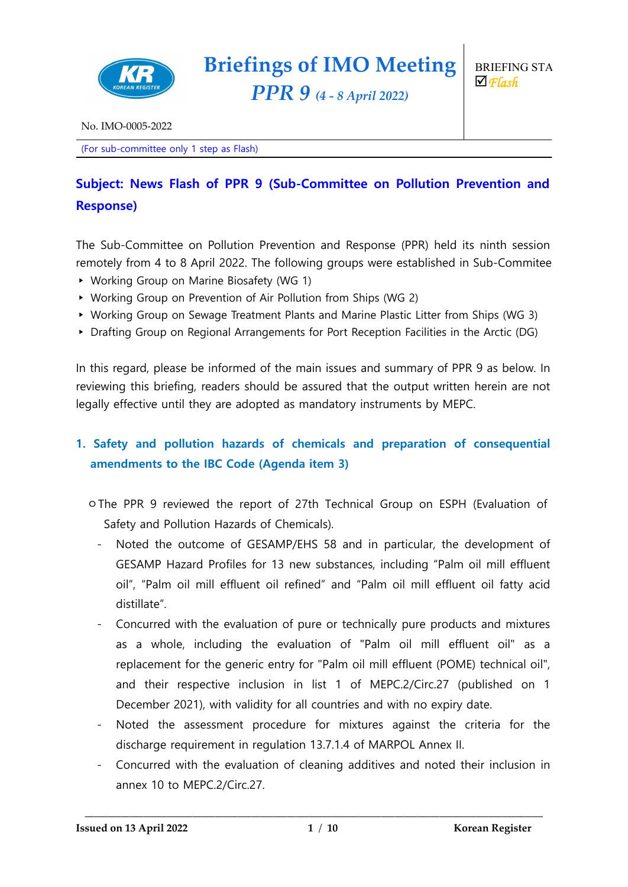# Briefings of IMO Meeting

## *PPR 9 (4 - 8 April 2022)*

BRIEFING STA
☑ *Flash*

No. IMO-0005-2022

(For sub-committee only 1 step as Flash)

## Subject: News Flash of PPR 9 (Sub-Committee on Pollution Prevention and Response)

The Sub-Committee on Pollution Prevention and Response (PPR) held its ninth session remotely from 4 to 8 April 2022. The following groups were established in Sub-Commitee

- Working Group on Marine Biosafety (WG 1)
- Working Group on Prevention of Air Pollution from Ships (WG 2)
- Working Group on Sewage Treatment Plants and Marine Plastic Litter from Ships (WG 3)
- Drafting Group on Regional Arrangements for Port Reception Facilities in the Arctic (DG)

In this regard, please be informed of the main issues and summary of PPR 9 as below. In reviewing this briefing, readers should be assured that the output written herein are not legally effective until they are adopted as mandatory instruments by MEPC.

### 1. Safety and pollution hazards of chemicals and preparation of consequential amendments to the IBC Code (Agenda item 3)

○ The PPR 9 reviewed the report of 27th Technical Group on ESPH (Evaluation of Safety and Pollution Hazards of Chemicals).

- Noted the outcome of GESAMP/EHS 58 and in particular, the development of GESAMP Hazard Profiles for 13 new substances, including "Palm oil mill effluent oil", "Palm oil mill effluent oil refined" and "Palm oil mill effluent oil fatty acid distillate".
- Concurred with the evaluation of pure or technically pure products and mixtures as a whole, including the evaluation of "Palm oil mill effluent oil" as a replacement for the generic entry for "Palm oil mill effluent (POME) technical oil", and their respective inclusion in list 1 of MEPC.2/Circ.27 (published on 1 December 2021), with validity for all countries and with no expiry date.
- Noted the assessment procedure for mixtures against the criteria for the discharge requirement in regulation 13.7.1.4 of MARPOL Annex II.
- Concurred with the evaluation of cleaning additives and noted their inclusion in annex 10 to MEPC.2/Circ.27.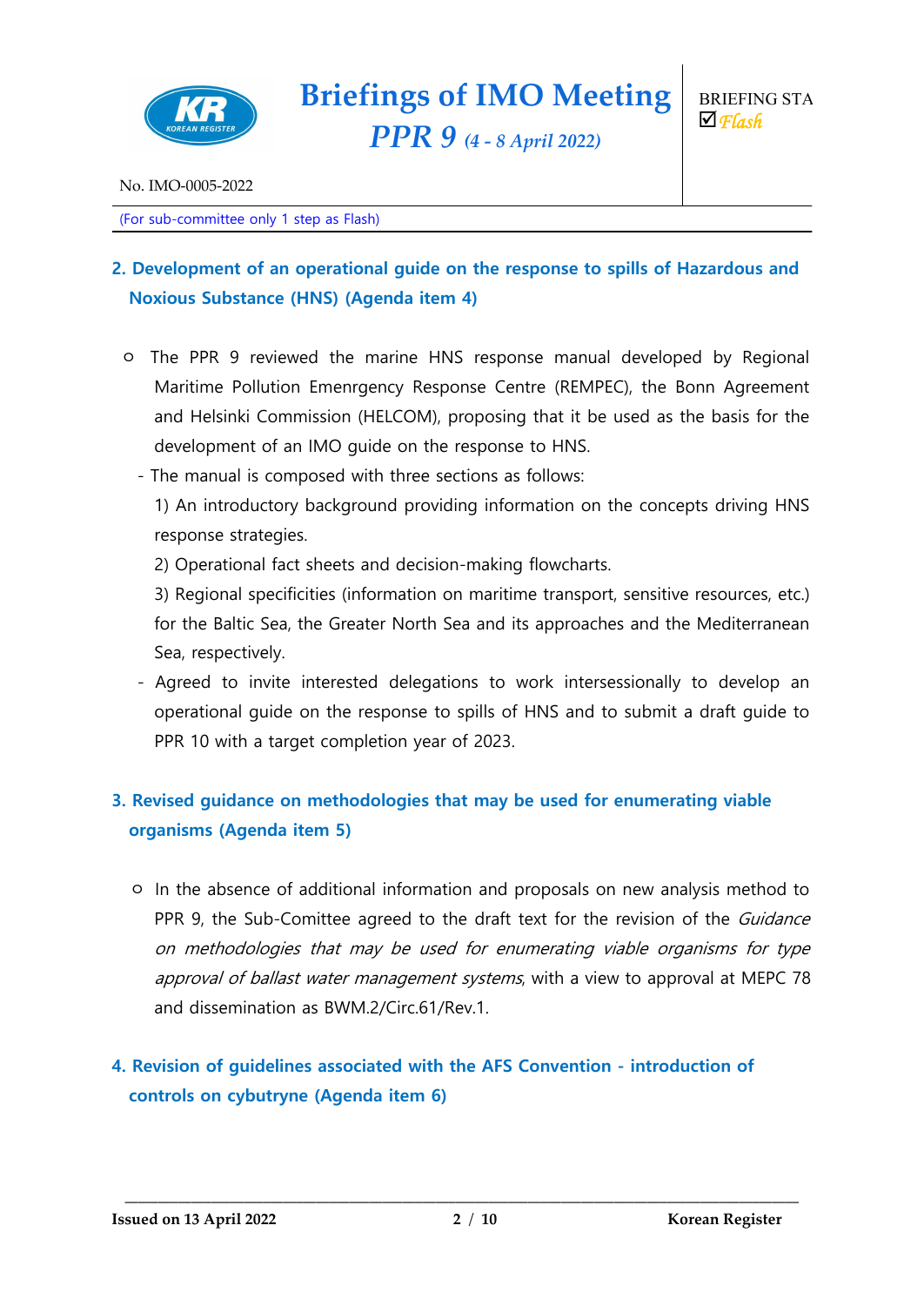## 2. Development of an operational guide on the response to spills of Hazardous and Noxious Substance (HNS) (Agenda item 4)

- The PPR 9 reviewed the marine HNS response manual developed by Regional Maritime Pollution Emenrgency Response Centre (REMPEC), the Bonn Agreement and Helsinki Commission (HELCOM), proposing that it be used as the basis for the development of an IMO guide on the response to HNS.
  - The manual is composed with three sections as follows:

    1) An introductory background providing information on the concepts driving HNS response strategies.

    2) Operational fact sheets and decision-making flowcharts.

    3) Regional specificities (information on maritime transport, sensitive resources, etc.) for the Baltic Sea, the Greater North Sea and its approaches and the Mediterranean Sea, respectively.
  - Agreed to invite interested delegations to work intersessionally to develop an operational guide on the response to spills of HNS and to submit a draft guide to PPR 10 with a target completion year of 2023.

## 3. Revised guidance on methodologies that may be used for enumerating viable organisms (Agenda item 5)

- In the absence of additional information and proposals on new analysis method to PPR 9, the Sub-Comittee agreed to the draft text for the revision of the *Guidance on methodologies that may be used for enumerating viable organisms for type approval of ballast water management systems*, with a view to approval at MEPC 78 and dissemination as BWM.2/Circ.61/Rev.1.

## 4. Revision of guidelines associated with the AFS Convention - introduction of controls on cybutryne (Agenda item 6)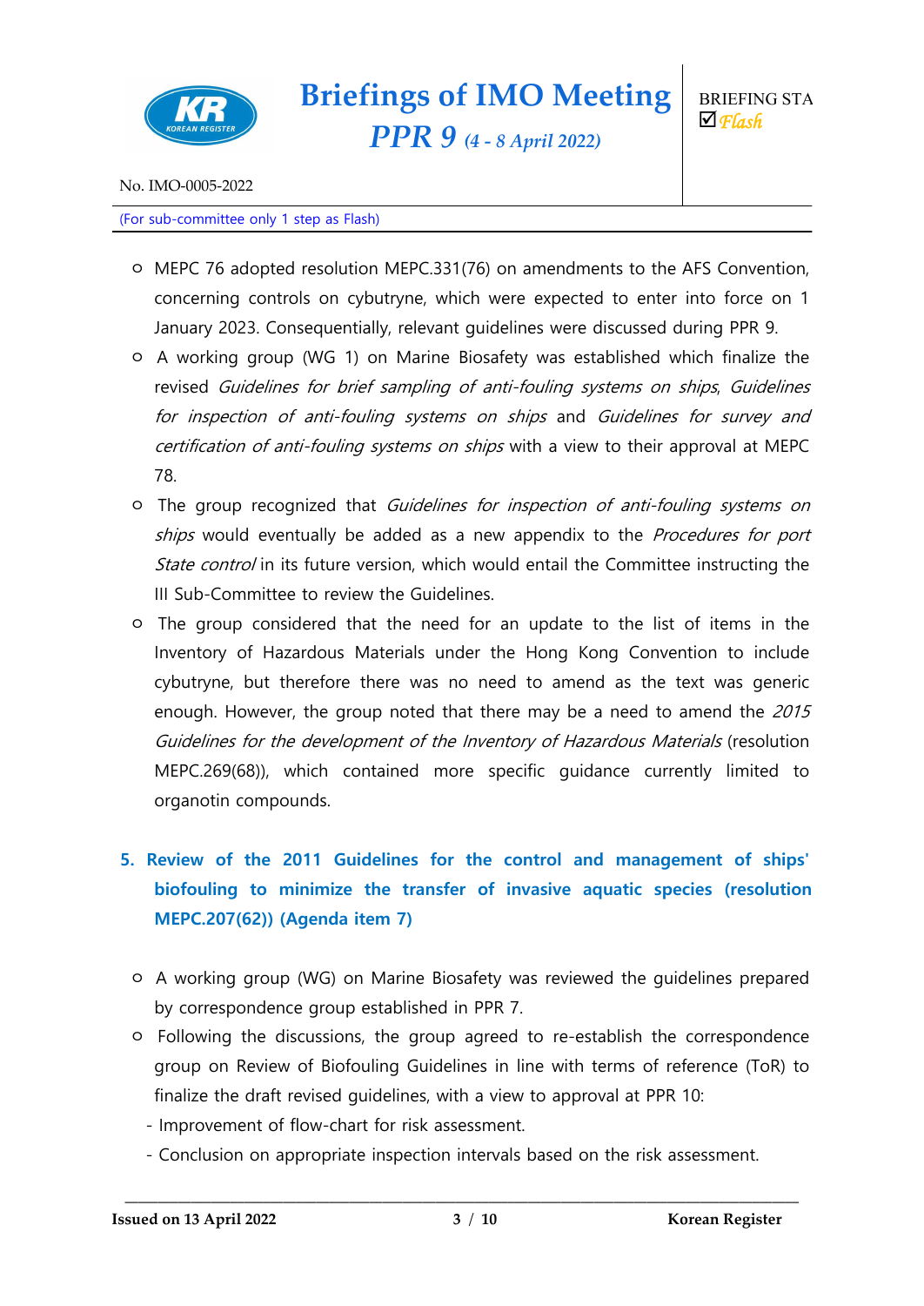- MEPC 76 adopted resolution MEPC.331(76) on amendments to the AFS Convention, concerning controls on cybutryne, which were expected to enter into force on 1 January 2023. Consequentially, relevant guidelines were discussed during PPR 9.
- A working group (WG 1) on Marine Biosafety was established which finalize the revised *Guidelines for brief sampling of anti-fouling systems on ships*, *Guidelines for inspection of anti-fouling systems on ships* and *Guidelines for survey and certification of anti-fouling systems on ships* with a view to their approval at MEPC 78.
- The group recognized that *Guidelines for inspection of anti-fouling systems on ships* would eventually be added as a new appendix to the *Procedures for port State control* in its future version, which would entail the Committee instructing the III Sub-Committee to review the Guidelines.
- The group considered that the need for an update to the list of items in the Inventory of Hazardous Materials under the Hong Kong Convention to include cybutryne, but therefore there was no need to amend as the text was generic enough. However, the group noted that there may be a need to amend the *2015 Guidelines for the development of the Inventory of Hazardous Materials* (resolution MEPC.269(68)), which contained more specific guidance currently limited to organotin compounds.

## 5. Review of the 2011 Guidelines for the control and management of ships' biofouling to minimize the transfer of invasive aquatic species (resolution MEPC.207(62)) (Agenda item 7)

- A working group (WG) on Marine Biosafety was reviewed the guidelines prepared by correspondence group established in PPR 7.
- Following the discussions, the group agreed to re-establish the correspondence group on Review of Biofouling Guidelines in line with terms of reference (ToR) to finalize the draft revised guidelines, with a view to approval at PPR 10:
  - Improvement of flow-chart for risk assessment.
  - Conclusion on appropriate inspection intervals based on the risk assessment.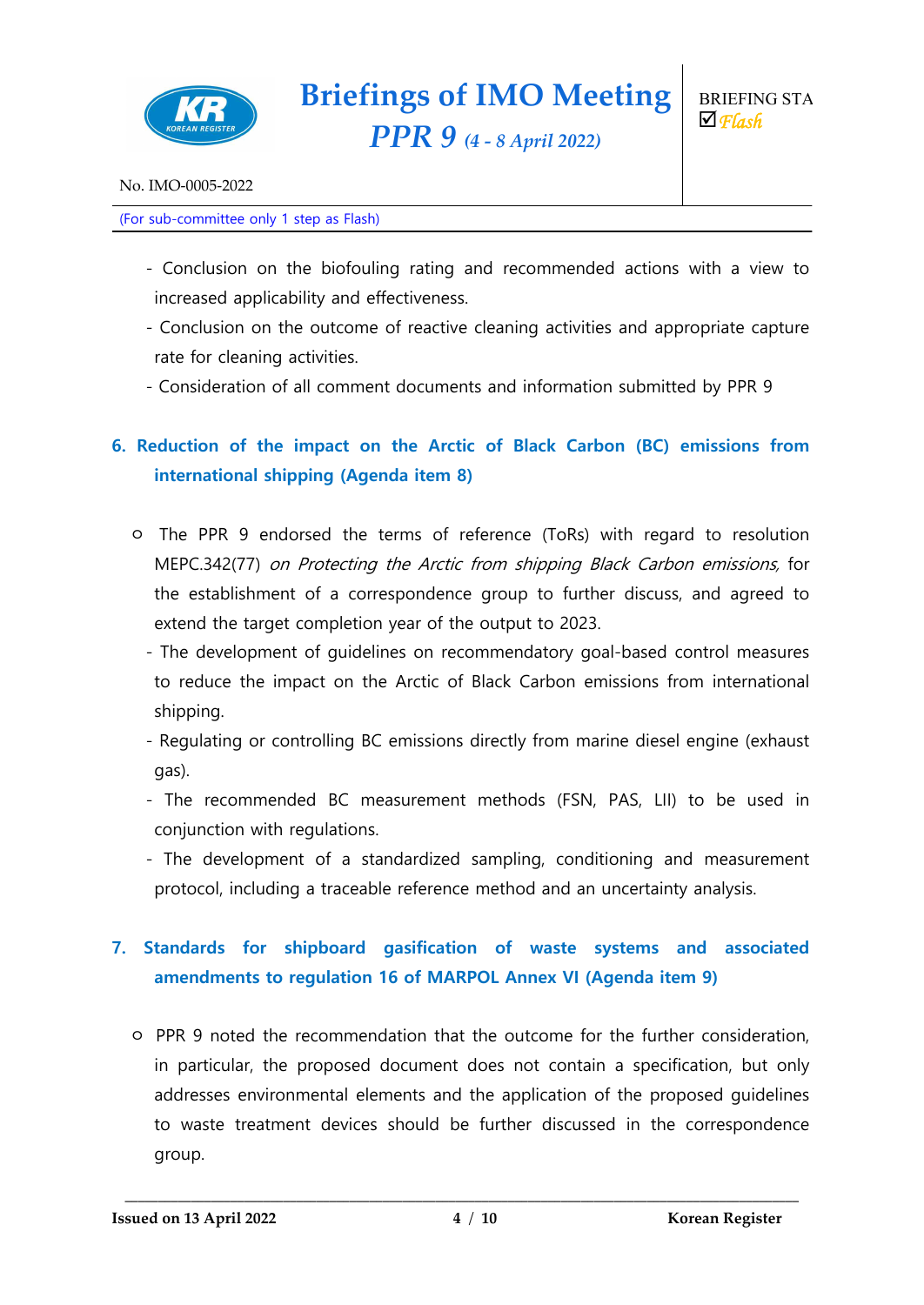- Conclusion on the biofouling rating and recommended actions with a view to increased applicability and effectiveness.
- Conclusion on the outcome of reactive cleaning activities and appropriate capture rate for cleaning activities.
- Consideration of all comment documents and information submitted by PPR 9

## 6. Reduction of the impact on the Arctic of Black Carbon (BC) emissions from international shipping (Agenda item 8)

○ The PPR 9 endorsed the terms of reference (ToRs) with regard to resolution MEPC.342(77) *on Protecting the Arctic from shipping Black Carbon emissions,* for the establishment of a correspondence group to further discuss, and agreed to extend the target completion year of the output to 2023.

- The development of guidelines on recommendatory goal-based control measures to reduce the impact on the Arctic of Black Carbon emissions from international shipping.
- Regulating or controlling BC emissions directly from marine diesel engine (exhaust gas).
- The recommended BC measurement methods (FSN, PAS, LII) to be used in conjunction with regulations.
- The development of a standardized sampling, conditioning and measurement protocol, including a traceable reference method and an uncertainty analysis.

## 7. Standards for shipboard gasification of waste systems and associated amendments to regulation 16 of MARPOL Annex VI (Agenda item 9)

○ PPR 9 noted the recommendation that the outcome for the further consideration, in particular, the proposed document does not contain a specification, but only addresses environmental elements and the application of the proposed guidelines to waste treatment devices should be further discussed in the correspondence group.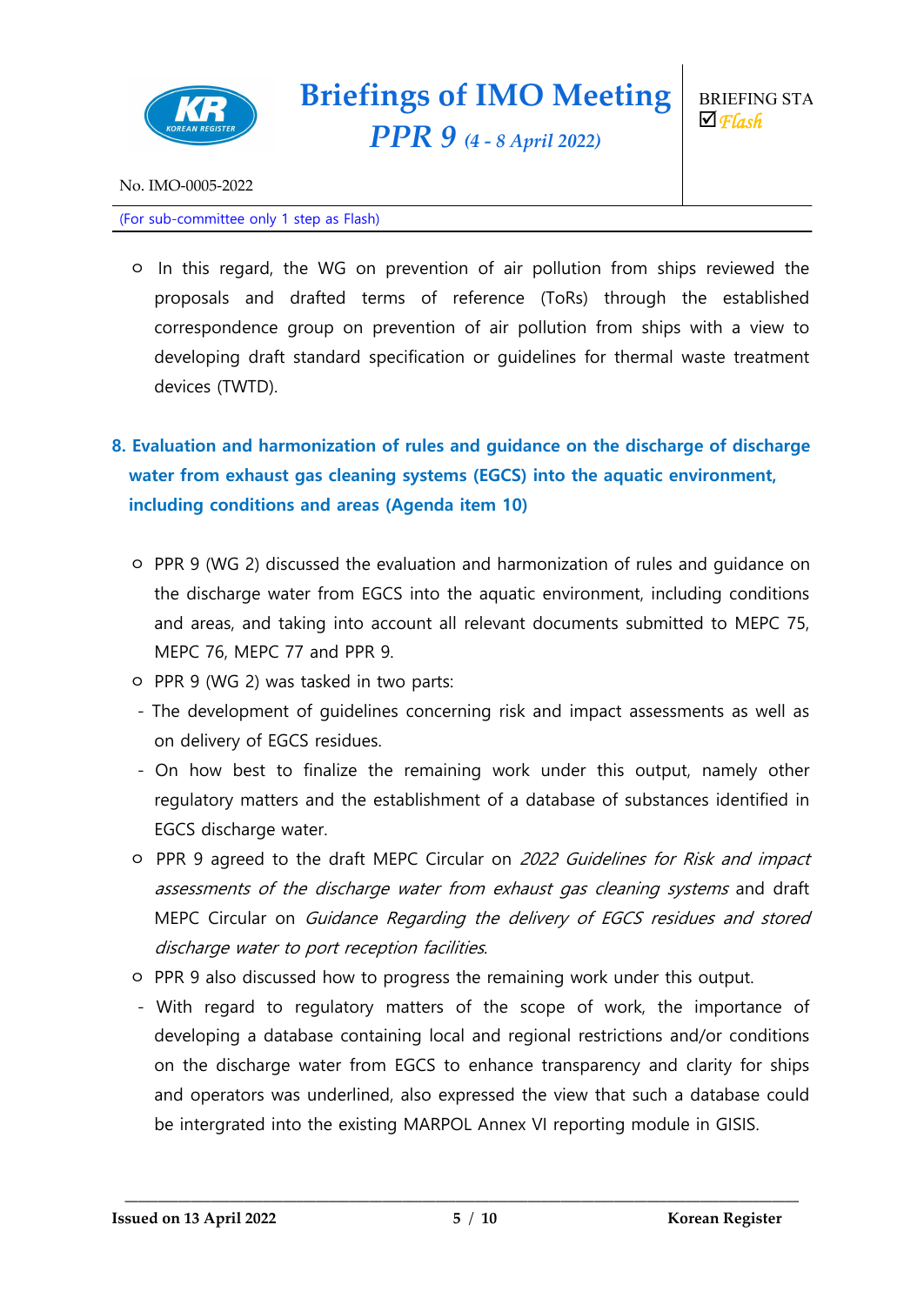○ In this regard, the WG on prevention of air pollution from ships reviewed the proposals and drafted terms of reference (ToRs) through the established correspondence group on prevention of air pollution from ships with a view to developing draft standard specification or guidelines for thermal waste treatment devices (TWTD).

## 8. Evaluation and harmonization of rules and guidance on the discharge of discharge water from exhaust gas cleaning systems (EGCS) into the aquatic environment, including conditions and areas (Agenda item 10)

○ PPR 9 (WG 2) discussed the evaluation and harmonization of rules and guidance on the discharge water from EGCS into the aquatic environment, including conditions and areas, and taking into account all relevant documents submitted to MEPC 75, MEPC 76, MEPC 77 and PPR 9.

○ PPR 9 (WG 2) was tasked in two parts:

- The development of guidelines concerning risk and impact assessments as well as on delivery of EGCS residues.
- On how best to finalize the remaining work under this output, namely other regulatory matters and the establishment of a database of substances identified in EGCS discharge water.

○ PPR 9 agreed to the draft MEPC Circular on *2022 Guidelines for Risk and impact assessments of the discharge water from exhaust gas cleaning systems* and draft MEPC Circular on *Guidance Regarding the delivery of EGCS residues and stored discharge water to port reception facilities*.

○ PPR 9 also discussed how to progress the remaining work under this output.

- With regard to regulatory matters of the scope of work, the importance of developing a database containing local and regional restrictions and/or conditions on the discharge water from EGCS to enhance transparency and clarity for ships and operators was underlined, also expressed the view that such a database could be intergrated into the existing MARPOL Annex VI reporting module in GISIS.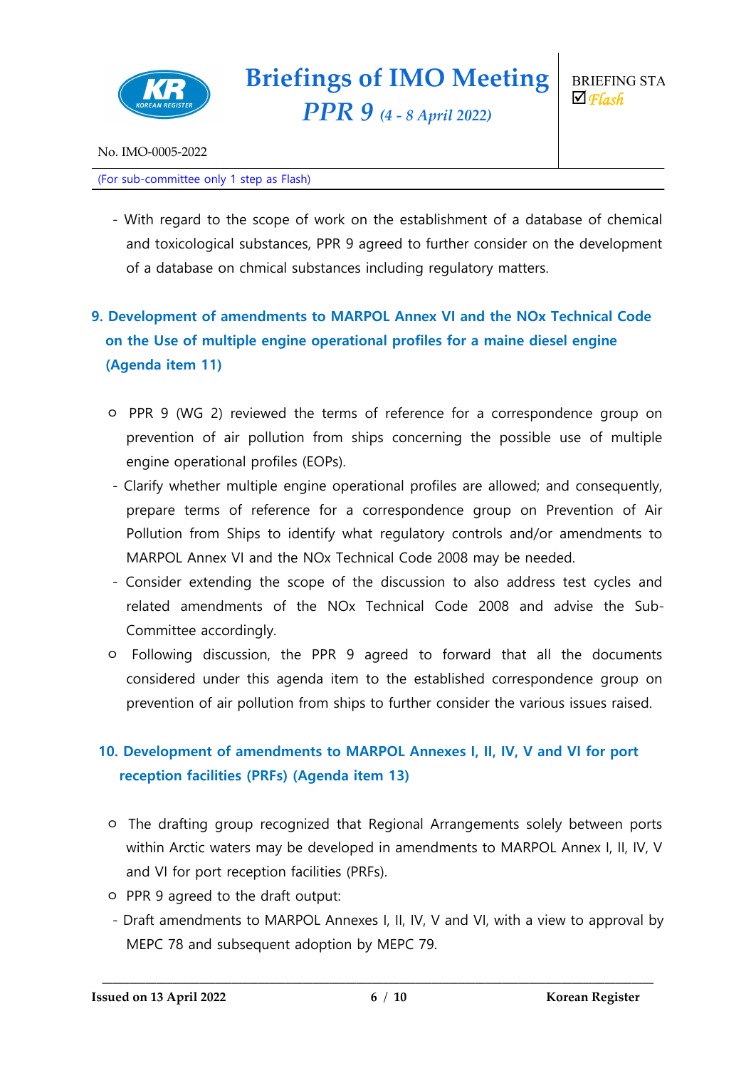- With regard to the scope of work on the establishment of a database of chemical and toxicological substances, PPR 9 agreed to further consider on the development of a database on chmical substances including regulatory matters.

## 9. Development of amendments to MARPOL Annex VI and the NOx Technical Code on the Use of multiple engine operational profiles for a maine diesel engine (Agenda item 11)

○ PPR 9 (WG 2) reviewed the terms of reference for a correspondence group on prevention of air pollution from ships concerning the possible use of multiple engine operational profiles (EOPs).

- Clarify whether multiple engine operational profiles are allowed; and consequently, prepare terms of reference for a correspondence group on Prevention of Air Pollution from Ships to identify what regulatory controls and/or amendments to MARPOL Annex VI and the NOx Technical Code 2008 may be needed.
- Consider extending the scope of the discussion to also address test cycles and related amendments of the NOx Technical Code 2008 and advise the Sub-Committee accordingly.

○ Following discussion, the PPR 9 agreed to forward that all the documents considered under this agenda item to the established correspondence group on prevention of air pollution from ships to further consider the various issues raised.

## 10. Development of amendments to MARPOL Annexes I, II, IV, V and VI for port reception facilities (PRFs) (Agenda item 13)

○ The drafting group recognized that Regional Arrangements solely between ports within Arctic waters may be developed in amendments to MARPOL Annex I, II, IV, V and VI for port reception facilities (PRFs).

○ PPR 9 agreed to the draft output:

- Draft amendments to MARPOL Annexes I, II, IV, V and VI, with a view to approval by MEPC 78 and subsequent adoption by MEPC 79.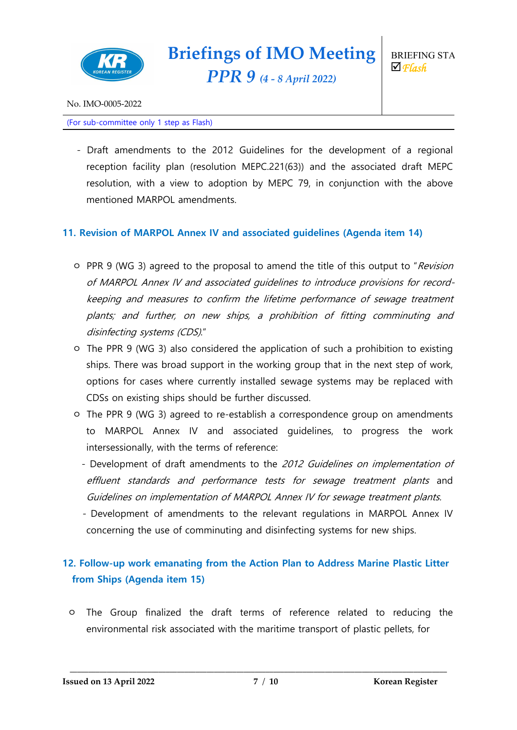- Draft amendments to the 2012 Guidelines for the development of a regional reception facility plan (resolution MEPC.221(63)) and the associated draft MEPC resolution, with a view to adoption by MEPC 79, in conjunction with the above mentioned MARPOL amendments.

## 11. Revision of MARPOL Annex IV and associated guidelines (Agenda item 14)

- PPR 9 (WG 3) agreed to the proposal to amend the title of this output to "*Revision of MARPOL Annex IV and associated guidelines to introduce provisions for record-keeping and measures to confirm the lifetime performance of sewage treatment plants; and further, on new ships, a prohibition of fitting comminuting and disinfecting systems (CDS).*"
- The PPR 9 (WG 3) also considered the application of such a prohibition to existing ships. There was broad support in the working group that in the next step of work, options for cases where currently installed sewage systems may be replaced with CDSs on existing ships should be further discussed.
- The PPR 9 (WG 3) agreed to re-establish a correspondence group on amendments to MARPOL Annex IV and associated guidelines, to progress the work intersessionally, with the terms of reference:
  - Development of draft amendments to the *2012 Guidelines on implementation of effluent standards and performance tests for sewage treatment plants* and *Guidelines on implementation of MARPOL Annex IV for sewage treatment plants.*
  - Development of amendments to the relevant regulations in MARPOL Annex IV concerning the use of comminuting and disinfecting systems for new ships.

## 12. Follow-up work emanating from the Action Plan to Address Marine Plastic Litter from Ships (Agenda item 15)

- The Group finalized the draft terms of reference related to reducing the environmental risk associated with the maritime transport of plastic pellets, for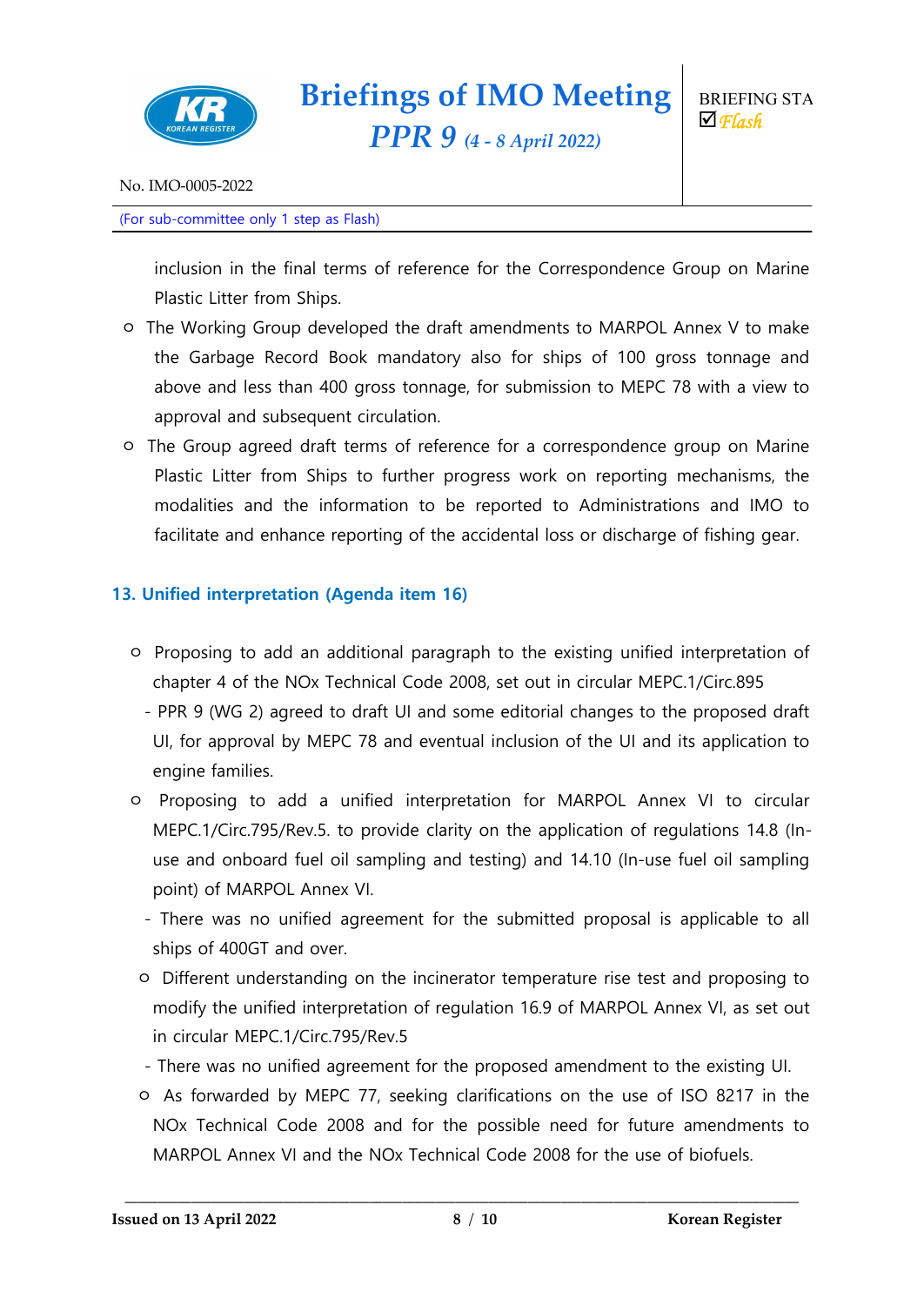inclusion in the final terms of reference for the Correspondence Group on Marine Plastic Litter from Ships.

- The Working Group developed the draft amendments to MARPOL Annex V to make the Garbage Record Book mandatory also for ships of 100 gross tonnage and above and less than 400 gross tonnage, for submission to MEPC 78 with a view to approval and subsequent circulation.
- The Group agreed draft terms of reference for a correspondence group on Marine Plastic Litter from Ships to further progress work on reporting mechanisms, the modalities and the information to be reported to Administrations and IMO to facilitate and enhance reporting of the accidental loss or discharge of fishing gear.

## 13. Unified interpretation (Agenda item 16)

- Proposing to add an additional paragraph to the existing unified interpretation of chapter 4 of the NOx Technical Code 2008, set out in circular MEPC.1/Circ.895
  - PPR 9 (WG 2) agreed to draft UI and some editorial changes to the proposed draft UI, for approval by MEPC 78 and eventual inclusion of the UI and its application to engine families.
- Proposing to add a unified interpretation for MARPOL Annex VI to circular MEPC.1/Circ.795/Rev.5. to provide clarity on the application of regulations 14.8 (In-use and onboard fuel oil sampling and testing) and 14.10 (In-use fuel oil sampling point) of MARPOL Annex VI.
  - There was no unified agreement for the submitted proposal is applicable to all ships of 400GT and over.
- Different understanding on the incinerator temperature rise test and proposing to modify the unified interpretation of regulation 16.9 of MARPOL Annex VI, as set out in circular MEPC.1/Circ.795/Rev.5
  - There was no unified agreement for the proposed amendment to the existing UI.
- As forwarded by MEPC 77, seeking clarifications on the use of ISO 8217 in the NOx Technical Code 2008 and for the possible need for future amendments to MARPOL Annex VI and the NOx Technical Code 2008 for the use of biofuels.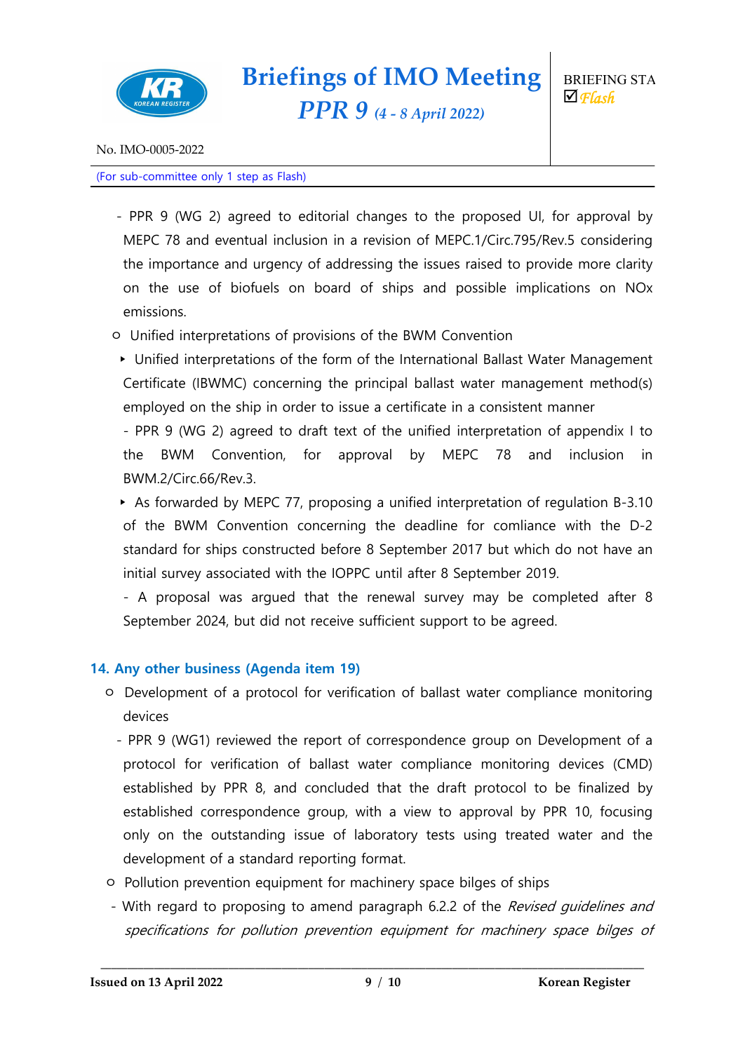- PPR 9 (WG 2) agreed to editorial changes to the proposed UI, for approval by MEPC 78 and eventual inclusion in a revision of MEPC.1/Circ.795/Rev.5 considering the importance and urgency of addressing the issues raised to provide more clarity on the use of biofuels on board of ships and possible implications on NOx emissions.

○ Unified interpretations of provisions of the BWM Convention

‣ Unified interpretations of the form of the International Ballast Water Management Certificate (IBWMC) concerning the principal ballast water management method(s) employed on the ship in order to issue a certificate in a consistent manner

- PPR 9 (WG 2) agreed to draft text of the unified interpretation of appendix I to the BWM Convention, for approval by MEPC 78 and inclusion in BWM.2/Circ.66/Rev.3.

‣ As forwarded by MEPC 77, proposing a unified interpretation of regulation B-3.10 of the BWM Convention concerning the deadline for comliance with the D-2 standard for ships constructed before 8 September 2017 but which do not have an initial survey associated with the IOPPC until after 8 September 2019.

- A proposal was argued that the renewal survey may be completed after 8 September 2024, but did not receive sufficient support to be agreed.

## 14. Any other business (Agenda item 19)

○ Development of a protocol for verification of ballast water compliance monitoring devices

- PPR 9 (WG1) reviewed the report of correspondence group on Development of a protocol for verification of ballast water compliance monitoring devices (CMD) established by PPR 8, and concluded that the draft protocol to be finalized by established correspondence group, with a view to approval by PPR 10, focusing only on the outstanding issue of laboratory tests using treated water and the development of a standard reporting format.

○ Pollution prevention equipment for machinery space bilges of ships

- With regard to proposing to amend paragraph 6.2.2 of the *Revised guidelines and specifications for pollution prevention equipment for machinery space bilges of*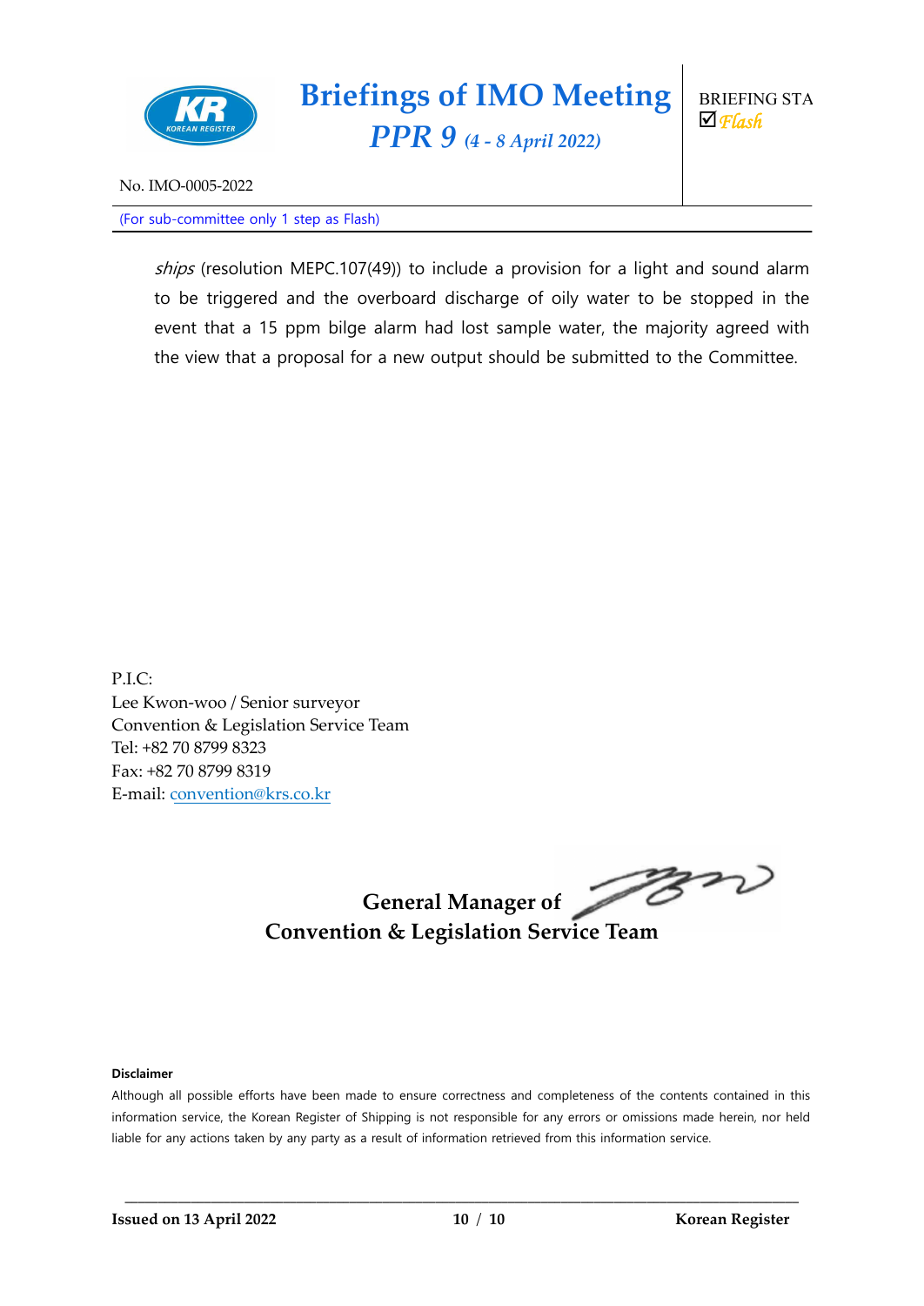*ships* (resolution MEPC.107(49)) to include a provision for a light and sound alarm to be triggered and the overboard discharge of oily water to be stopped in the event that a 15 ppm bilge alarm had lost sample water, the majority agreed with the view that a proposal for a new output should be submitted to the Committee.

P.I.C:
Lee Kwon-woo / Senior surveyor
Convention & Legislation Service Team
Tel: +82 70 8799 8323
Fax: +82 70 8799 8319
E-mail: convention@krs.co.kr

**General Manager of**
**Convention & Legislation Service Team**

**Disclaimer**

Although all possible efforts have been made to ensure correctness and completeness of the contents contained in this information service, the Korean Register of Shipping is not responsible for any errors or omissions made herein, nor held liable for any actions taken by any party as a result of information retrieved from this information service.